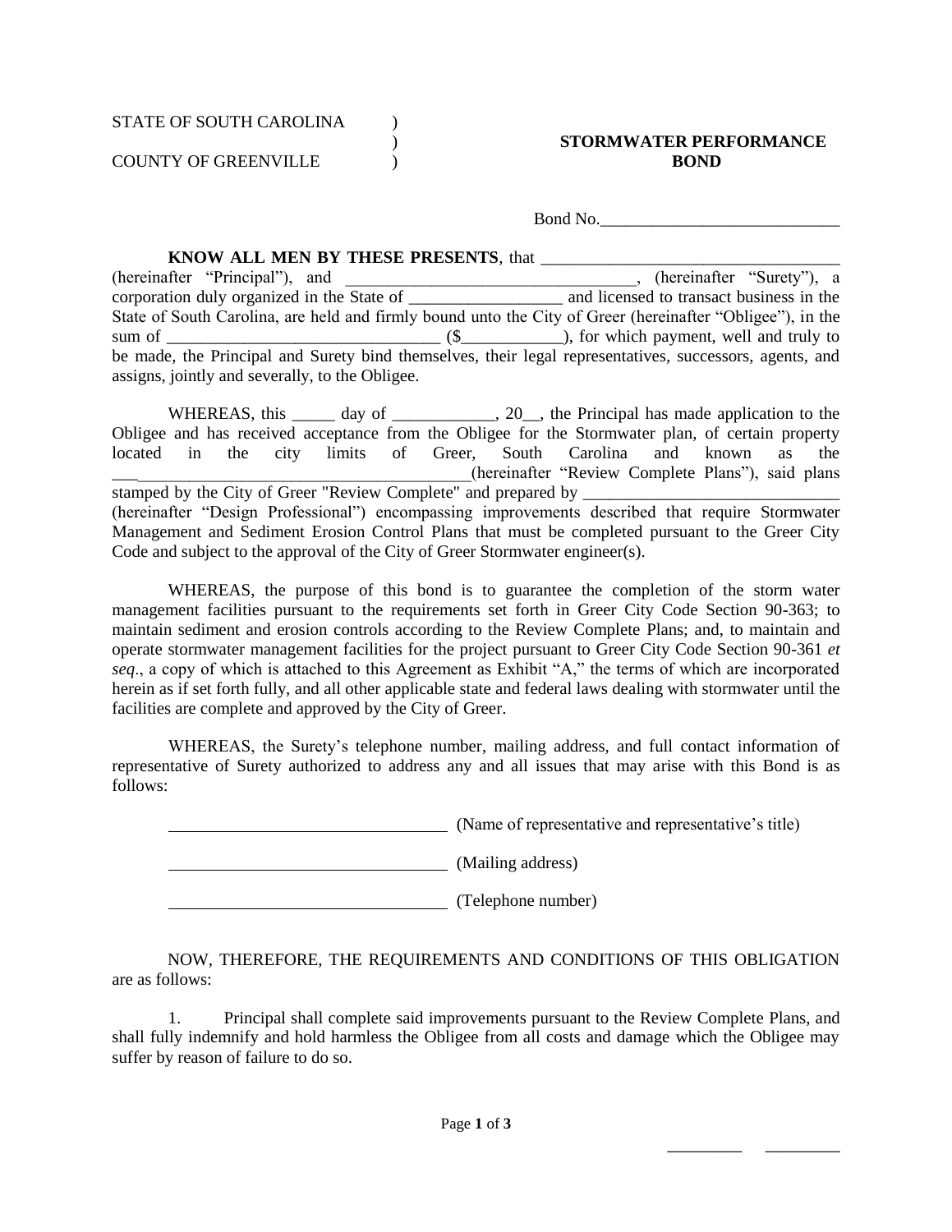STATE OF SOUTH CAROLINA )
) **STORMWATER PERFORMANCE BOND**
COUNTY OF GREENVILLE )

Bond No.___________________________

**KNOW ALL MEN BY THESE PRESENTS**, that _________________________________ (hereinafter "Principal"), and _________________________________, (hereinafter "Surety"), a corporation duly organized in the State of __________________ and licensed to transact business in the State of South Carolina, are held and firmly bound unto the City of Greer (hereinafter "Obligee"), in the sum of _______________________________ ($___________), for which payment, well and truly to be made, the Principal and Surety bind themselves, their legal representatives, successors, agents, and assigns, jointly and severally, to the Obligee.

WHEREAS, this _____ day of ____________, 20__, the Principal has made application to the Obligee and has received acceptance from the Obligee for the Stormwater plan, of certain property located in the city limits of Greer, South Carolina and known as the ___________________________________________(hereinafter "Review Complete Plans"), said plans stamped by the City of Greer "Review Complete" and prepared by ______________________________ (hereinafter "Design Professional") encompassing improvements described that require Stormwater Management and Sediment Erosion Control Plans that must be completed pursuant to the Greer City Code and subject to the approval of the City of Greer Stormwater engineer(s).

WHEREAS, the purpose of this bond is to guarantee the completion of the storm water management facilities pursuant to the requirements set forth in Greer City Code Section 90-363; to maintain sediment and erosion controls according to the Review Complete Plans; and, to maintain and operate stormwater management facilities for the project pursuant to Greer City Code Section 90-361 *et seq*., a copy of which is attached to this Agreement as Exhibit "A," the terms of which are incorporated herein as if set forth fully, and all other applicable state and federal laws dealing with stormwater until the facilities are complete and approved by the City of Greer.

WHEREAS, the Surety's telephone number, mailing address, and full contact information of representative of Surety authorized to address any and all issues that may arise with this Bond is as follows:

_________________________________ (Name of representative and representative's title)

_________________________________ (Mailing address)

_________________________________ (Telephone number)

NOW, THEREFORE, THE REQUIREMENTS AND CONDITIONS OF THIS OBLIGATION are as follows:

1. Principal shall complete said improvements pursuant to the Review Complete Plans, and shall fully indemnify and hold harmless the Obligee from all costs and damage which the Obligee may suffer by reason of failure to do so.

_________ _________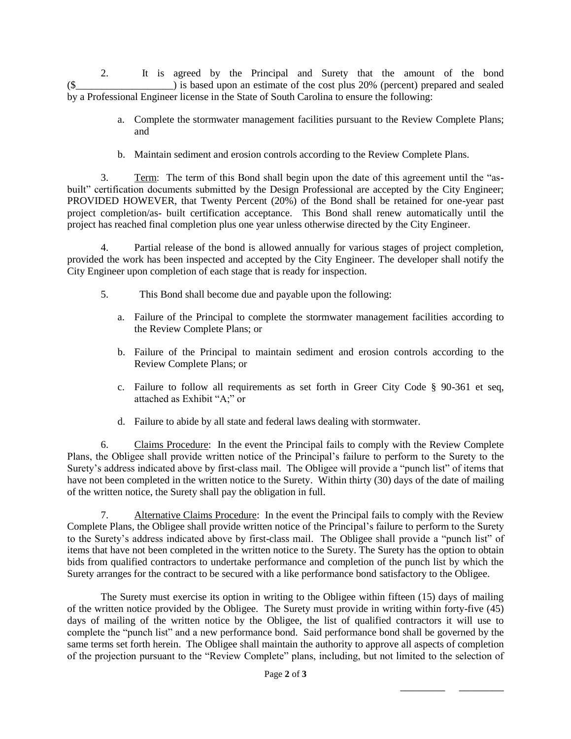2. It is agreed by the Principal and Surety that the amount of the bond ($___________________) is based upon an estimate of the cost plus 20% (percent) prepared and sealed by a Professional Engineer license in the State of South Carolina to ensure the following:

a. Complete the stormwater management facilities pursuant to the Review Complete Plans; and

b. Maintain sediment and erosion controls according to the Review Complete Plans.

3. Term: The term of this Bond shall begin upon the date of this agreement until the "as-built" certification documents submitted by the Design Professional are accepted by the City Engineer; PROVIDED HOWEVER, that Twenty Percent (20%) of the Bond shall be retained for one-year past project completion/as- built certification acceptance. This Bond shall renew automatically until the project has reached final completion plus one year unless otherwise directed by the City Engineer.

4. Partial release of the bond is allowed annually for various stages of project completion, provided the work has been inspected and accepted by the City Engineer. The developer shall notify the City Engineer upon completion of each stage that is ready for inspection.

5. This Bond shall become due and payable upon the following:

a. Failure of the Principal to complete the stormwater management facilities according to the Review Complete Plans; or

b. Failure of the Principal to maintain sediment and erosion controls according to the Review Complete Plans; or

c. Failure to follow all requirements as set forth in Greer City Code § 90-361 et seq, attached as Exhibit "A;" or

d. Failure to abide by all state and federal laws dealing with stormwater.

6. Claims Procedure: In the event the Principal fails to comply with the Review Complete Plans, the Obligee shall provide written notice of the Principal's failure to perform to the Surety to the Surety's address indicated above by first-class mail. The Obligee will provide a "punch list" of items that have not been completed in the written notice to the Surety. Within thirty (30) days of the date of mailing of the written notice, the Surety shall pay the obligation in full.

7. Alternative Claims Procedure: In the event the Principal fails to comply with the Review Complete Plans, the Obligee shall provide written notice of the Principal's failure to perform to the Surety to the Surety's address indicated above by first-class mail. The Obligee shall provide a "punch list" of items that have not been completed in the written notice to the Surety. The Surety has the option to obtain bids from qualified contractors to undertake performance and completion of the punch list by which the Surety arranges for the contract to be secured with a like performance bond satisfactory to the Obligee.

The Surety must exercise its option in writing to the Obligee within fifteen (15) days of mailing of the written notice provided by the Obligee. The Surety must provide in writing within forty-five (45) days of mailing of the written notice by the Obligee, the list of qualified contractors it will use to complete the "punch list" and a new performance bond. Said performance bond shall be governed by the same terms set forth herein. The Obligee shall maintain the authority to approve all aspects of completion of the projection pursuant to the "Review Complete" plans, including, but not limited to the selection of

_________ _________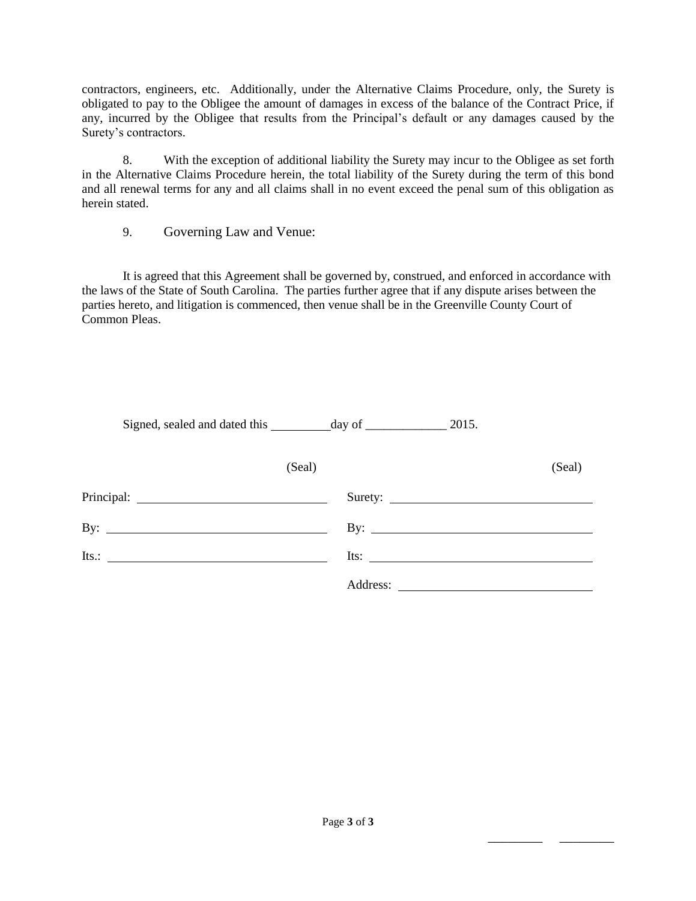contractors, engineers, etc. Additionally, under the Alternative Claims Procedure, only, the Surety is obligated to pay to the Obligee the amount of damages in excess of the balance of the Contract Price, if any, incurred by the Obligee that results from the Principal's default or any damages caused by the Surety's contractors.

8. With the exception of additional liability the Surety may incur to the Obligee as set forth in the Alternative Claims Procedure herein, the total liability of the Surety during the term of this bond and all renewal terms for any and all claims shall in no event exceed the penal sum of this obligation as herein stated.

9. Governing Law and Venue:

It is agreed that this Agreement shall be governed by, construed, and enforced in accordance with the laws of the State of South Carolina. The parties further agree that if any dispute arises between the parties hereto, and litigation is commenced, then venue shall be in the Greenville County Court of Common Pleas.

Signed, sealed and dated this _________ day of _____________ 2015.

| | |
|---|---|
| (Seal) | (Seal) |
| Principal: ____________________________ | Surety: ______________________________ |
| By: ________________________________ | By: _________________________________ |
| Its.: ________________________________ | Its: _________________________________ |
| | Address: _____________________________ |

_________ _________